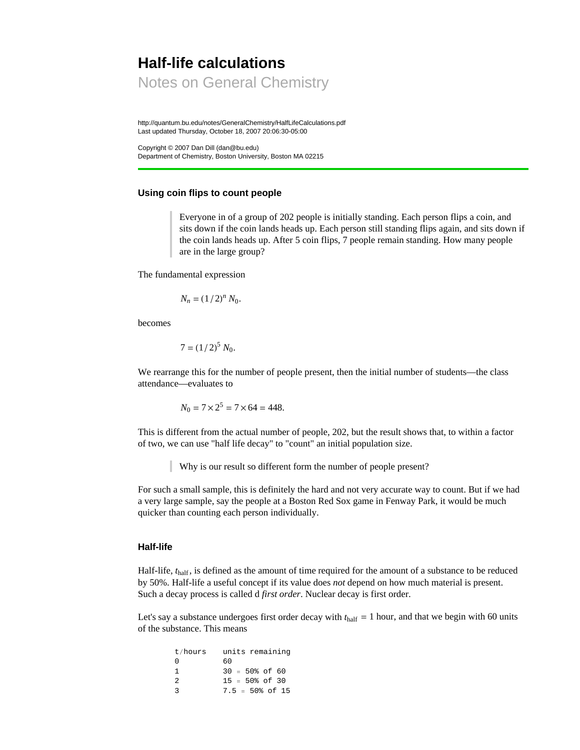# Half-life calculations

## Notes on General Chemistry

http://quantum.bu.edu/notes/GeneralChemistry/HalfLifeCalculations.pdf
Last updated Thursday, October 18, 2007 20:06:30-05:00

Copyright © 2007 Dan Dill (dan@bu.edu)
Department of Chemistry, Boston University, Boston MA 02215

---

### Using coin flips to count people

> Everyone in of a group of 202 people is initially standing. Each person flips a coin, and sits down if the coin lands heads up. Each person still standing flips again, and sits down if the coin lands heads up. After 5 coin flips, 7 people remain standing. How many people are in the large group?

The fundamental expression

$$N_n = (1/2)^n N_0.$$

becomes

$$7 = (1/2)^5 N_0.$$

We rearrange this for the number of people present, then the initial number of students—the class attendance—evaluates to

$$N_0 = 7 \times 2^5 = 7 \times 64 = 448.$$

This is different from the actual number of people, 202, but the result shows that, to within a factor of two, we can use "half life decay" to "count" an initial population size.

> Why is our result so different form the number of people present?

For such a small sample, this is definitely the hard and not very accurate way to count. But if we had a very large sample, say the people at a Boston Red Sox game in Fenway Park, it would be much quicker than counting each person individually.

### Half-life

Half-life, $t_{\text{half}}$, is defined as the amount of time required for the amount of a substance to be reduced by 50%. Half-life a useful concept if its value does *not* depend on how much material is present. Such a decay process is called d *first order*. Nuclear decay is first order.

Let's say a substance undergoes first order decay with $t_{\text{half}} = 1$ hour, and that we begin with 60 units of the substance. This means

```
t/hours    units remaining
0          60
1          30 = 50% of 60
2          15 = 50% of 30
3          7.5 = 50% of 15
```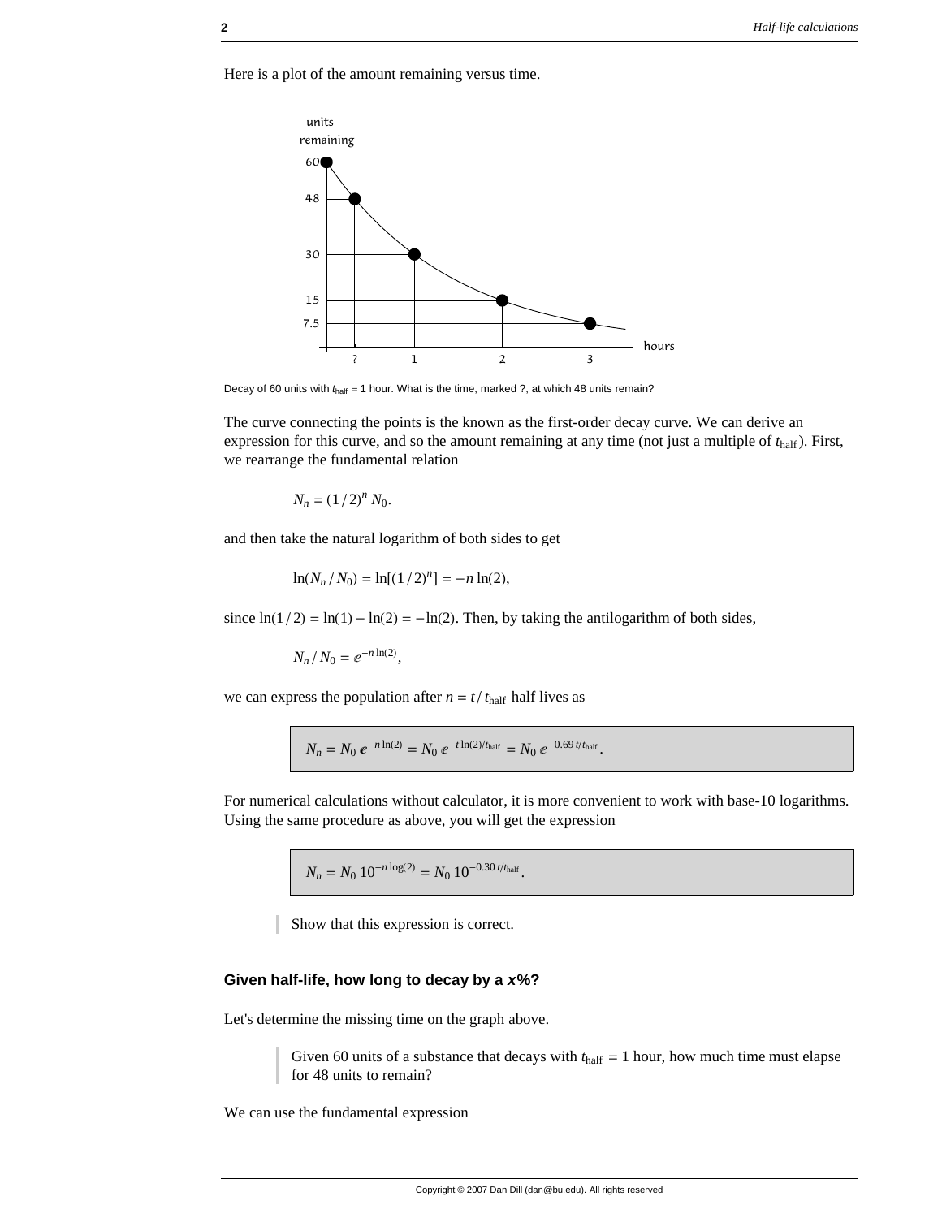Here is a plot of the amount remaining versus time.

Decay of 60 units with $t_{\text{half}} = 1$ hour. What is the time, marked ?, at which 48 units remain?

The curve connecting the points is the known as the first-order decay curve. We can derive an expression for this curve, and so the amount remaining at any time (not just a multiple of $t_{\text{half}}$). First, we rearrange the fundamental relation

$$N_n = (1/2)^n N_0.$$

and then take the natural logarithm of both sides to get

$$\ln(N_n / N_0) = \ln[(1/2)^n] = -n \ln(2),$$

since $\ln(1/2) = \ln(1) - \ln(2) = -\ln(2)$. Then, by taking the antilogarithm of both sides,

$$N_n / N_0 = e^{-n \ln(2)},$$

we can express the population after $n = t / t_{\text{half}}$ half lives as

$$N_n = N_0\, e^{-n \ln(2)} = N_0\, e^{-t \ln(2)/t_{\text{half}}} = N_0\, e^{-0.69\, t/t_{\text{half}}}.$$

For numerical calculations without calculator, it is more convenient to work with base-10 logarithms. Using the same procedure as above, you will get the expression

$$N_n = N_0\, 10^{-n \log(2)} = N_0\, 10^{-0.30\, t/t_{\text{half}}}.$$

> Show that this expression is correct.

### Given half-life, how long to decay by a *x*%?

Let's determine the missing time on the graph above.

> Given 60 units of a substance that decays with $t_{\text{half}} = 1$ hour, how much time must elapse for 48 units to remain?

We can use the fundamental expression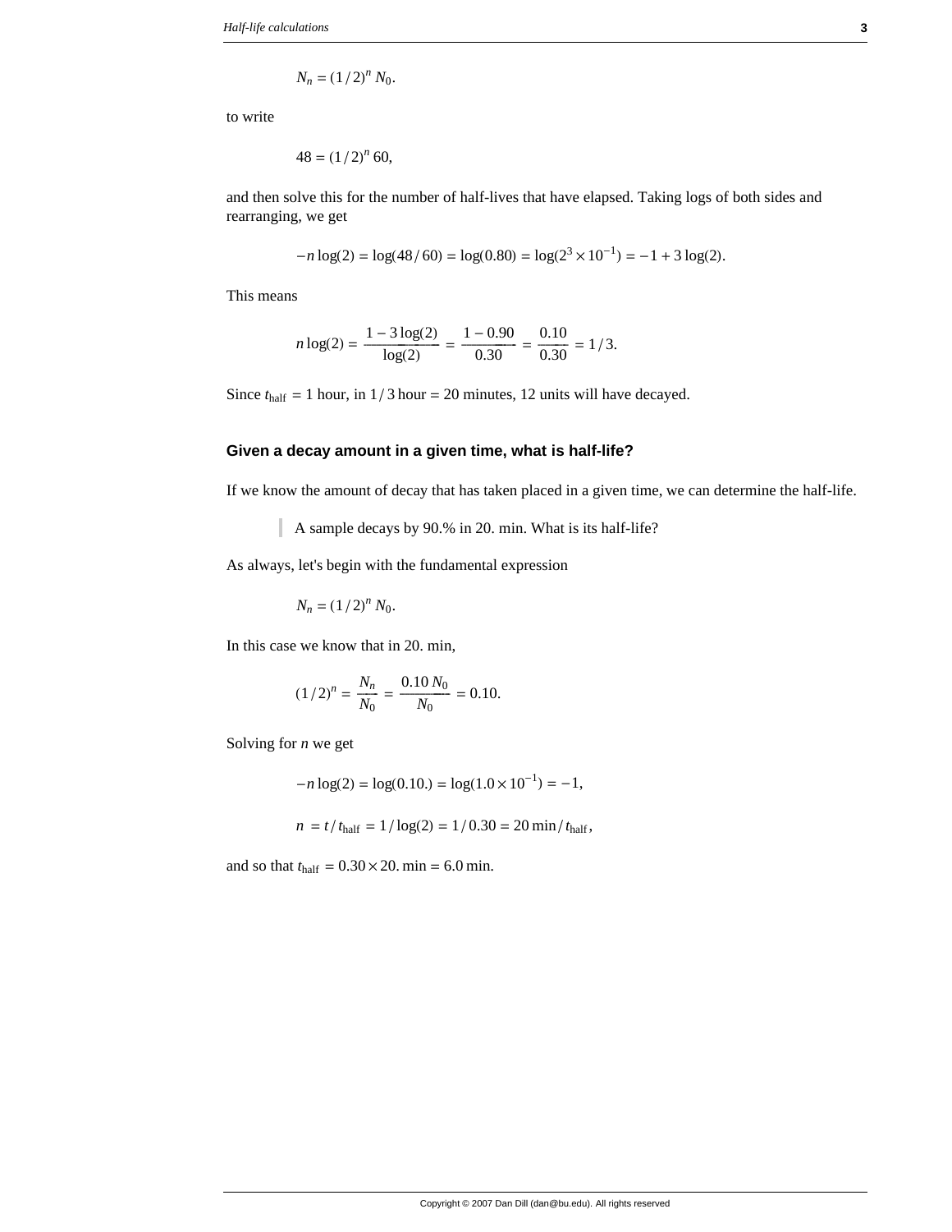$$N_n = (1/2)^n \, N_0.$$

to write

$$48 = (1/2)^n \, 60,$$

and then solve this for the number of half-lives that have elapsed. Taking logs of both sides and rearranging, we get

$$-n \log(2) = \log(48/60) = \log(0.80) = \log(2^3 \times 10^{-1}) = -1 + 3 \log(2).$$

This means

$$n \log(2) = \frac{1 - 3\log(2)}{\log(2)} = \frac{1 - 0.90}{0.30} = \frac{0.10}{0.30} = 1/3.$$

Since $t_{\text{half}} = 1$ hour, in $1/3$ hour $= 20$ minutes, 12 units will have decayed.

### Given a decay amount in a given time, what is half-life?

If we know the amount of decay that has taken placed in a given time, we can determine the half-life.

> A sample decays by 90.% in 20. min. What is its half-life?

As always, let's begin with the fundamental expression

$$N_n = (1/2)^n \, N_0.$$

In this case we know that in 20. min,

$$(1/2)^n = \frac{N_n}{N_0} = \frac{0.10 \, N_0}{N_0} = 0.10.$$

Solving for $n$ we get

$$-n \log(2) = \log(0.10.) = \log(1.0 \times 10^{-1}) = -1,$$

$$n = t / t_{\text{half}} = 1/\log(2) = 1/0.30 = 20 \, \text{min} / t_{\text{half}},$$

and so that $t_{\text{half}} = 0.30 \times 20. \, \text{min} = 6.0 \, \text{min}.$